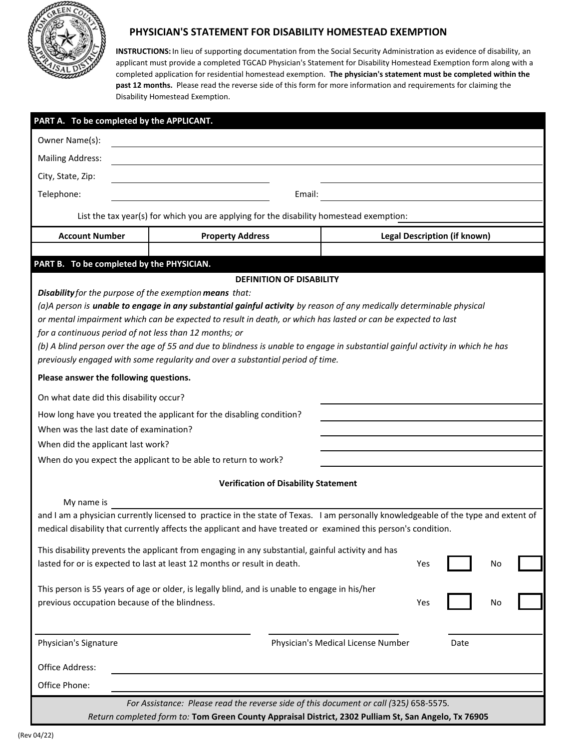# PHYSICIAN'S STATEMENT FOR DISABILITY HOMESTEAD EXEMPTION

**INSTRUCTIONS:** In lieu of supporting documentation from the Social Security Administration as evidence of disability, an applicant must provide a completed TGCAD Physician's Statement for Disability Homestead Exemption form along with a completed application for residential homestead exemption. **The physician's statement must be completed within the past 12 months.** Please read the reverse side of this form for more information and requirements for claiming the Disability Homestead Exemption.

## PART A. To be completed by the APPLICANT.

Owner Name(s): ______________________________

Mailing Address: ______________________________

City, State, Zip: ______________________________ ______________________________

Telephone: ______________________________ Email: ______________________________

List the tax year(s) for which you are applying for the disability homestead exemption: ______________________________

| Account Number | Property Address | Legal Description (if known) |
|---|---|---|
| | | |

## PART B. To be completed by the PHYSICIAN.

### DEFINITION OF DISABILITY

***Disability*** *for the purpose of the exemption* ***means*** *that:*

*(a)A person is* ***unable to engage in any substantial gainful activity*** *by reason of any medically determinable physical or mental impairment which can be expected to result in death, or which has lasted or can be expected to last for a continuous period of not less than 12 months; or*

*(b) A blind person over the age of 55 and due to blindness is unable to engage in substantial gainful activity in which he has previously engaged with some regularity and over a substantial period of time.*

**Please answer the following questions.**

On what date did this disability occur? ______________________________

How long have you treated the applicant for the disabling condition? ______________________________

When was the last date of examination? ______________________________

When did the applicant last work? ______________________________

When do you expect the applicant to be able to return to work? ______________________________

### Verification of Disability Statement

My name is ______________________________

and I am a physician currently licensed to practice in the state of Texas. I am personally knowledgeable of the type and extent of medical disability that currently affects the applicant and have treated or examined this person's condition.

This disability prevents the applicant from engaging in any substantial, gainful activity and has lasted for or is expected to last at least 12 months or result in death. Yes ☐ No ☐

This person is 55 years of age or older, is legally blind, and is unable to engage in his/her previous occupation because of the blindness. Yes ☐ No ☐

______________________________ ______________________________ ______________________________

Physician's Signature Physician's Medical License Number Date

Office Address: ______________________________

Office Phone: ______________________________

*For Assistance: Please read the reverse side of this document or call (325) 658-5575.*

*Return completed form to:* **Tom Green County Appraisal District, 2302 Pulliam St, San Angelo, Tx 76905**

(Rev 04/22)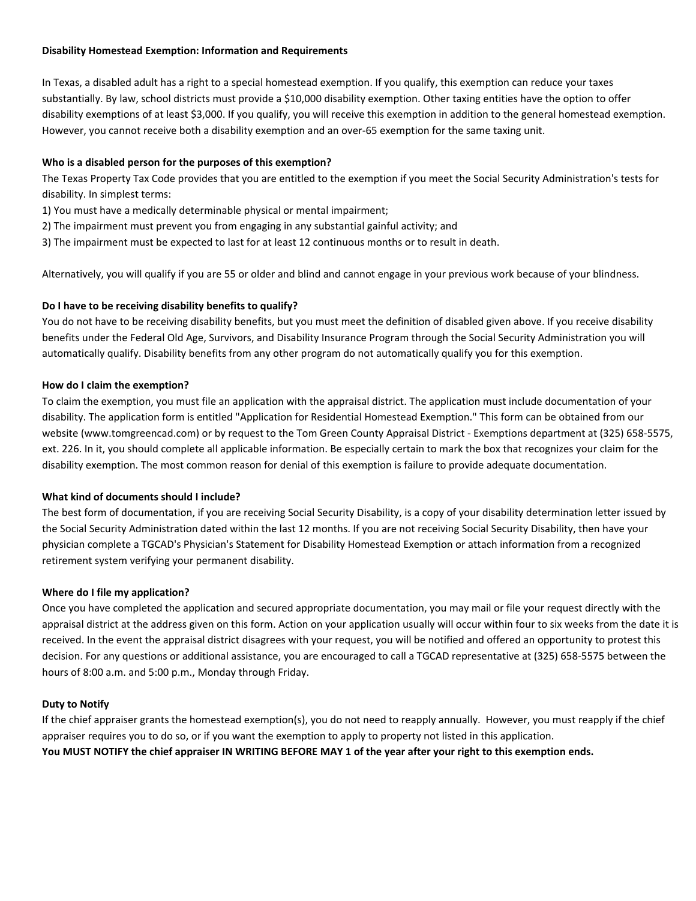**Disability Homestead Exemption: Information and Requirements**

In Texas, a disabled adult has a right to a special homestead exemption. If you qualify, this exemption can reduce your taxes substantially. By law, school districts must provide a $10,000 disability exemption. Other taxing entities have the option to offer disability exemptions of at least $3,000. If you qualify, you will receive this exemption in addition to the general homestead exemption. However, you cannot receive both a disability exemption and an over-65 exemption for the same taxing unit.

**Who is a disabled person for the purposes of this exemption?**

The Texas Property Tax Code provides that you are entitled to the exemption if you meet the Social Security Administration's tests for disability. In simplest terms:

1) You must have a medically determinable physical or mental impairment;
2) The impairment must prevent you from engaging in any substantial gainful activity; and
3) The impairment must be expected to last for at least 12 continuous months or to result in death.

Alternatively, you will qualify if you are 55 or older and blind and cannot engage in your previous work because of your blindness.

**Do I have to be receiving disability benefits to qualify?**

You do not have to be receiving disability benefits, but you must meet the definition of disabled given above. If you receive disability benefits under the Federal Old Age, Survivors, and Disability Insurance Program through the Social Security Administration you will automatically qualify. Disability benefits from any other program do not automatically qualify you for this exemption.

**How do I claim the exemption?**

To claim the exemption, you must file an application with the appraisal district. The application must include documentation of your disability. The application form is entitled "Application for Residential Homestead Exemption." This form can be obtained from our website (www.tomgreencad.com) or by request to the Tom Green County Appraisal District - Exemptions department at (325) 658-5575, ext. 226. In it, you should complete all applicable information. Be especially certain to mark the box that recognizes your claim for the disability exemption. The most common reason for denial of this exemption is failure to provide adequate documentation.

**What kind of documents should I include?**

The best form of documentation, if you are receiving Social Security Disability, is a copy of your disability determination letter issued by the Social Security Administration dated within the last 12 months. If you are not receiving Social Security Disability, then have your physician complete a TGCAD's Physician's Statement for Disability Homestead Exemption or attach information from a recognized retirement system verifying your permanent disability.

**Where do I file my application?**

Once you have completed the application and secured appropriate documentation, you may mail or file your request directly with the appraisal district at the address given on this form. Action on your application usually will occur within four to six weeks from the date it is received. In the event the appraisal district disagrees with your request, you will be notified and offered an opportunity to protest this decision. For any questions or additional assistance, you are encouraged to call a TGCAD representative at (325) 658-5575 between the hours of 8:00 a.m. and 5:00 p.m., Monday through Friday.

**Duty to Notify**

If the chief appraiser grants the homestead exemption(s), you do not need to reapply annually. However, you must reapply if the chief appraiser requires you to do so, or if you want the exemption to apply to property not listed in this application.

**You MUST NOTIFY the chief appraiser IN WRITING BEFORE MAY 1 of the year after your right to this exemption ends.**